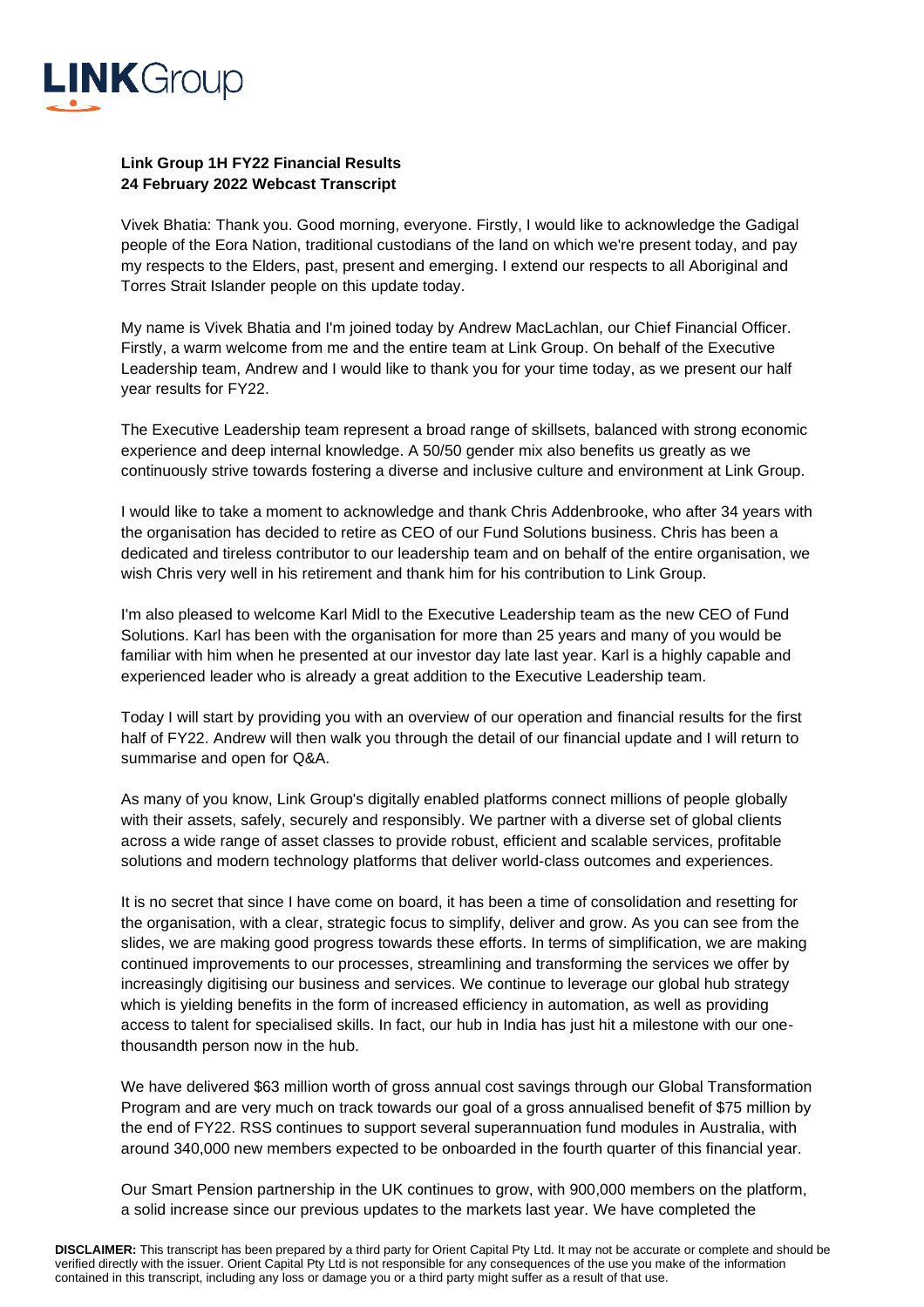**Link Group 1H FY22 Financial Results**
**24 February 2022 Webcast Transcript**

Vivek Bhatia: Thank you. Good morning, everyone. Firstly, I would like to acknowledge the Gadigal people of the Eora Nation, traditional custodians of the land on which we're present today, and pay my respects to the Elders, past, present and emerging. I extend our respects to all Aboriginal and Torres Strait Islander people on this update today.

My name is Vivek Bhatia and I'm joined today by Andrew MacLachlan, our Chief Financial Officer. Firstly, a warm welcome from me and the entire team at Link Group. On behalf of the Executive Leadership team, Andrew and I would like to thank you for your time today, as we present our half year results for FY22.

The Executive Leadership team represent a broad range of skillsets, balanced with strong economic experience and deep internal knowledge. A 50/50 gender mix also benefits us greatly as we continuously strive towards fostering a diverse and inclusive culture and environment at Link Group.

I would like to take a moment to acknowledge and thank Chris Addenbrooke, who after 34 years with the organisation has decided to retire as CEO of our Fund Solutions business. Chris has been a dedicated and tireless contributor to our leadership team and on behalf of the entire organisation, we wish Chris very well in his retirement and thank him for his contribution to Link Group.

I'm also pleased to welcome Karl Midl to the Executive Leadership team as the new CEO of Fund Solutions. Karl has been with the organisation for more than 25 years and many of you would be familiar with him when he presented at our investor day late last year. Karl is a highly capable and experienced leader who is already a great addition to the Executive Leadership team.

Today I will start by providing you with an overview of our operation and financial results for the first half of FY22. Andrew will then walk you through the detail of our financial update and I will return to summarise and open for Q&A.

As many of you know, Link Group's digitally enabled platforms connect millions of people globally with their assets, safely, securely and responsibly. We partner with a diverse set of global clients across a wide range of asset classes to provide robust, efficient and scalable services, profitable solutions and modern technology platforms that deliver world-class outcomes and experiences.

It is no secret that since I have come on board, it has been a time of consolidation and resetting for the organisation, with a clear, strategic focus to simplify, deliver and grow. As you can see from the slides, we are making good progress towards these efforts. In terms of simplification, we are making continued improvements to our processes, streamlining and transforming the services we offer by increasingly digitising our business and services. We continue to leverage our global hub strategy which is yielding benefits in the form of increased efficiency in automation, as well as providing access to talent for specialised skills. In fact, our hub in India has just hit a milestone with our one-thousandth person now in the hub.

We have delivered $63 million worth of gross annual cost savings through our Global Transformation Program and are very much on track towards our goal of a gross annualised benefit of $75 million by the end of FY22. RSS continues to support several superannuation fund modules in Australia, with around 340,000 new members expected to be onboarded in the fourth quarter of this financial year.

Our Smart Pension partnership in the UK continues to grow, with 900,000 members on the platform, a solid increase since our previous updates to the markets last year. We have completed the

**DISCLAIMER:** This transcript has been prepared by a third party for Orient Capital Pty Ltd. It may not be accurate or complete and should be verified directly with the issuer. Orient Capital Pty Ltd is not responsible for any consequences of the use you make of the information contained in this transcript, including any loss or damage you or a third party might suffer as a result of that use.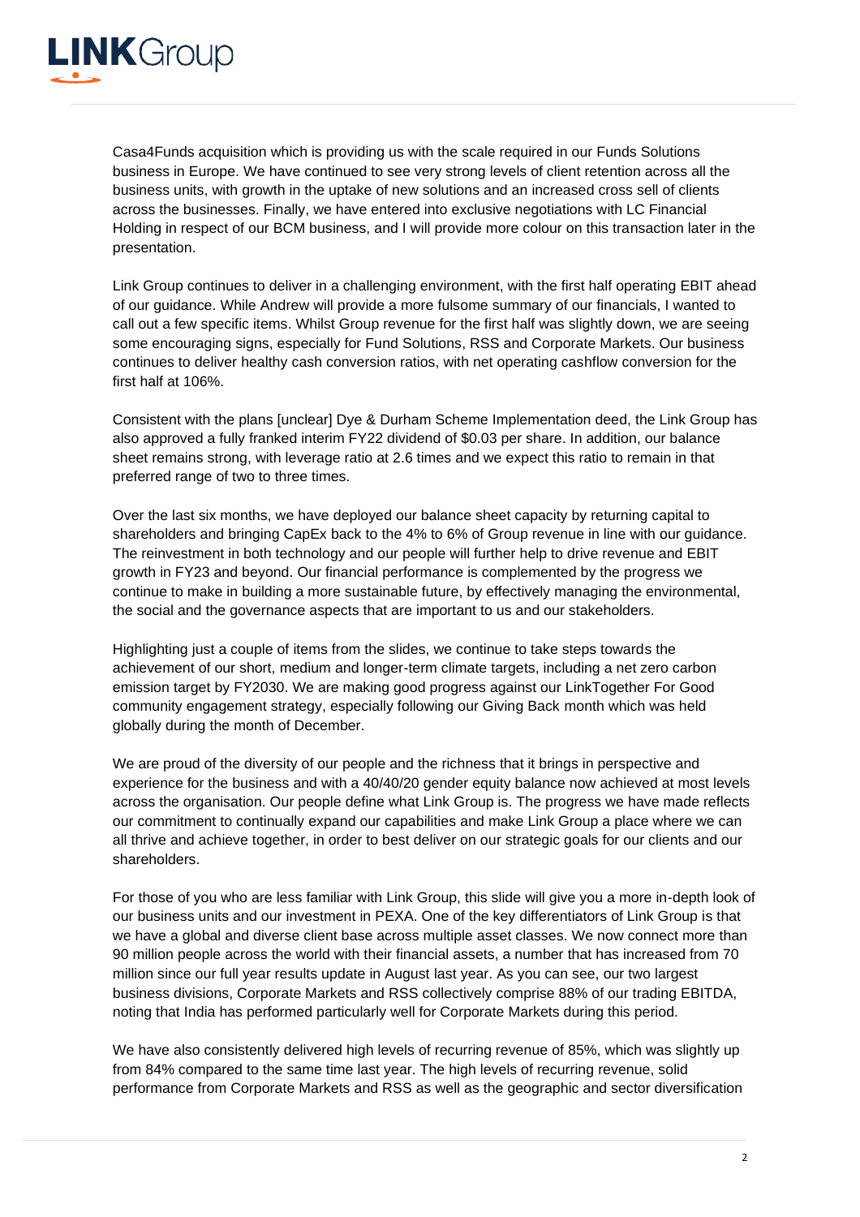Casa4Funds acquisition which is providing us with the scale required in our Funds Solutions business in Europe. We have continued to see very strong levels of client retention across all the business units, with growth in the uptake of new solutions and an increased cross sell of clients across the businesses. Finally, we have entered into exclusive negotiations with LC Financial Holding in respect of our BCM business, and I will provide more colour on this transaction later in the presentation.

Link Group continues to deliver in a challenging environment, with the first half operating EBIT ahead of our guidance. While Andrew will provide a more fulsome summary of our financials, I wanted to call out a few specific items. Whilst Group revenue for the first half was slightly down, we are seeing some encouraging signs, especially for Fund Solutions, RSS and Corporate Markets. Our business continues to deliver healthy cash conversion ratios, with net operating cashflow conversion for the first half at 106%.

Consistent with the plans [unclear] Dye & Durham Scheme Implementation deed, the Link Group has also approved a fully franked interim FY22 dividend of $0.03 per share. In addition, our balance sheet remains strong, with leverage ratio at 2.6 times and we expect this ratio to remain in that preferred range of two to three times.

Over the last six months, we have deployed our balance sheet capacity by returning capital to shareholders and bringing CapEx back to the 4% to 6% of Group revenue in line with our guidance. The reinvestment in both technology and our people will further help to drive revenue and EBIT growth in FY23 and beyond. Our financial performance is complemented by the progress we continue to make in building a more sustainable future, by effectively managing the environmental, the social and the governance aspects that are important to us and our stakeholders.

Highlighting just a couple of items from the slides, we continue to take steps towards the achievement of our short, medium and longer-term climate targets, including a net zero carbon emission target by FY2030. We are making good progress against our LinkTogether For Good community engagement strategy, especially following our Giving Back month which was held globally during the month of December.

We are proud of the diversity of our people and the richness that it brings in perspective and experience for the business and with a 40/40/20 gender equity balance now achieved at most levels across the organisation. Our people define what Link Group is. The progress we have made reflects our commitment to continually expand our capabilities and make Link Group a place where we can all thrive and achieve together, in order to best deliver on our strategic goals for our clients and our shareholders.

For those of you who are less familiar with Link Group, this slide will give you a more in-depth look of our business units and our investment in PEXA. One of the key differentiators of Link Group is that we have a global and diverse client base across multiple asset classes. We now connect more than 90 million people across the world with their financial assets, a number that has increased from 70 million since our full year results update in August last year. As you can see, our two largest business divisions, Corporate Markets and RSS collectively comprise 88% of our trading EBITDA, noting that India has performed particularly well for Corporate Markets during this period.

We have also consistently delivered high levels of recurring revenue of 85%, which was slightly up from 84% compared to the same time last year. The high levels of recurring revenue, solid performance from Corporate Markets and RSS as well as the geographic and sector diversification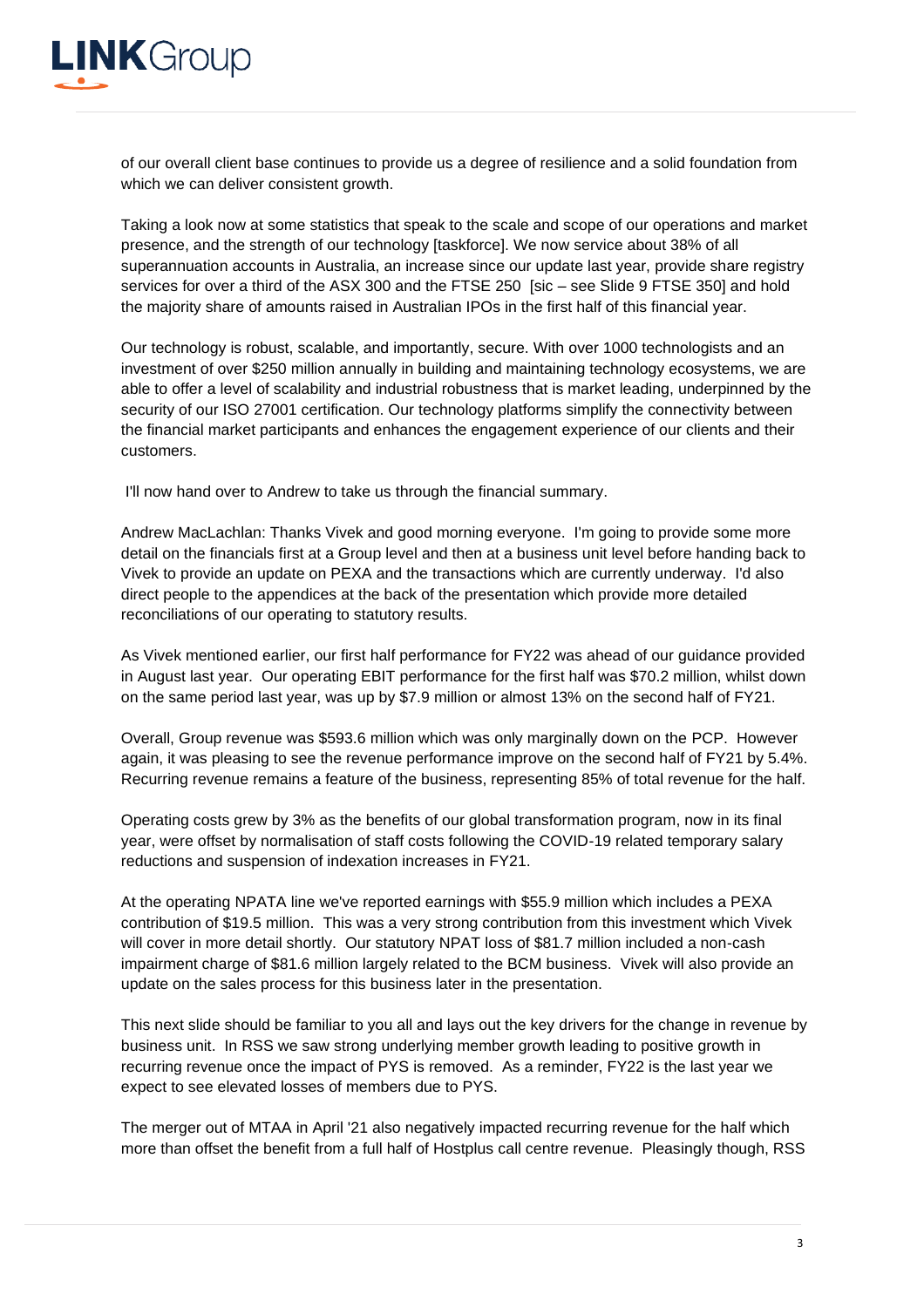of our overall client base continues to provide us a degree of resilience and a solid foundation from which we can deliver consistent growth.

Taking a look now at some statistics that speak to the scale and scope of our operations and market presence, and the strength of our technology [taskforce]. We now service about 38% of all superannuation accounts in Australia, an increase since our update last year, provide share registry services for over a third of the ASX 300 and the FTSE 250 [sic – see Slide 9 FTSE 350] and hold the majority share of amounts raised in Australian IPOs in the first half of this financial year.

Our technology is robust, scalable, and importantly, secure. With over 1000 technologists and an investment of over $250 million annually in building and maintaining technology ecosystems, we are able to offer a level of scalability and industrial robustness that is market leading, underpinned by the security of our ISO 27001 certification. Our technology platforms simplify the connectivity between the financial market participants and enhances the engagement experience of our clients and their customers.

I'll now hand over to Andrew to take us through the financial summary.

Andrew MacLachlan: Thanks Vivek and good morning everyone. I'm going to provide some more detail on the financials first at a Group level and then at a business unit level before handing back to Vivek to provide an update on PEXA and the transactions which are currently underway. I'd also direct people to the appendices at the back of the presentation which provide more detailed reconciliations of our operating to statutory results.

As Vivek mentioned earlier, our first half performance for FY22 was ahead of our guidance provided in August last year. Our operating EBIT performance for the first half was $70.2 million, whilst down on the same period last year, was up by $7.9 million or almost 13% on the second half of FY21.

Overall, Group revenue was $593.6 million which was only marginally down on the PCP. However again, it was pleasing to see the revenue performance improve on the second half of FY21 by 5.4%. Recurring revenue remains a feature of the business, representing 85% of total revenue for the half.

Operating costs grew by 3% as the benefits of our global transformation program, now in its final year, were offset by normalisation of staff costs following the COVID-19 related temporary salary reductions and suspension of indexation increases in FY21.

At the operating NPATA line we've reported earnings with $55.9 million which includes a PEXA contribution of $19.5 million. This was a very strong contribution from this investment which Vivek will cover in more detail shortly. Our statutory NPAT loss of $81.7 million included a non-cash impairment charge of $81.6 million largely related to the BCM business. Vivek will also provide an update on the sales process for this business later in the presentation.

This next slide should be familiar to you all and lays out the key drivers for the change in revenue by business unit. In RSS we saw strong underlying member growth leading to positive growth in recurring revenue once the impact of PYS is removed. As a reminder, FY22 is the last year we expect to see elevated losses of members due to PYS.

The merger out of MTAA in April '21 also negatively impacted recurring revenue for the half which more than offset the benefit from a full half of Hostplus call centre revenue. Pleasingly though, RSS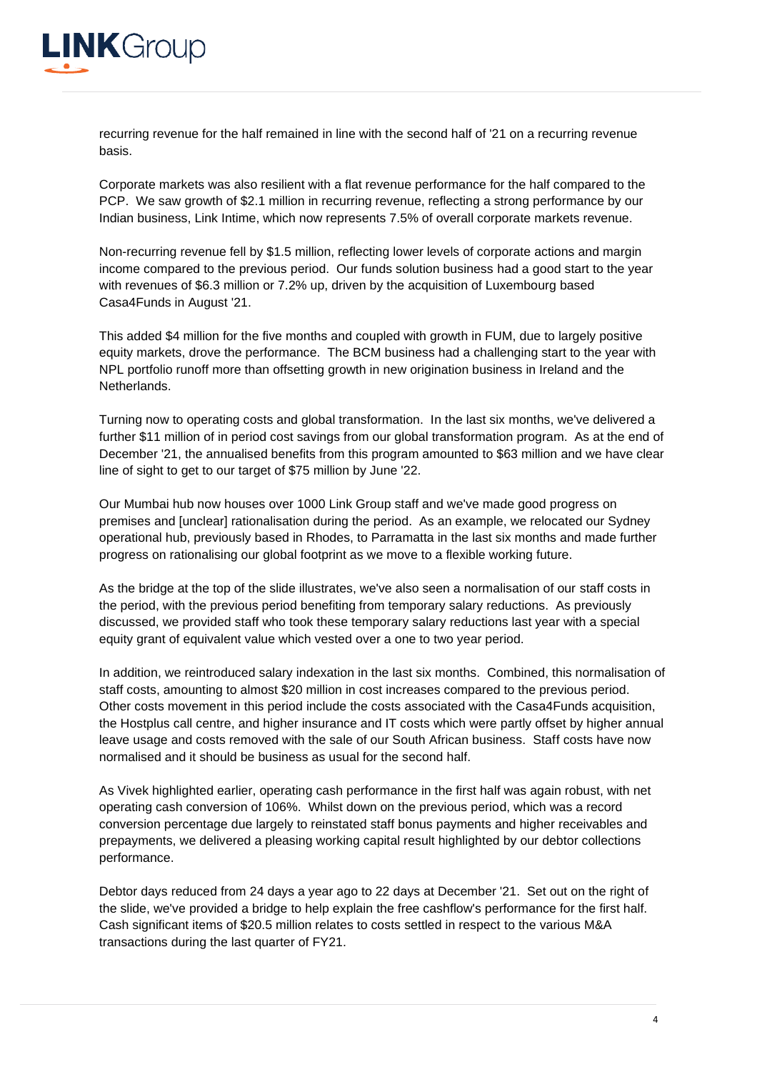recurring revenue for the half remained in line with the second half of '21 on a recurring revenue basis.

Corporate markets was also resilient with a flat revenue performance for the half compared to the PCP. We saw growth of $2.1 million in recurring revenue, reflecting a strong performance by our Indian business, Link Intime, which now represents 7.5% of overall corporate markets revenue.

Non-recurring revenue fell by $1.5 million, reflecting lower levels of corporate actions and margin income compared to the previous period. Our funds solution business had a good start to the year with revenues of $6.3 million or 7.2% up, driven by the acquisition of Luxembourg based Casa4Funds in August '21.

This added $4 million for the five months and coupled with growth in FUM, due to largely positive equity markets, drove the performance. The BCM business had a challenging start to the year with NPL portfolio runoff more than offsetting growth in new origination business in Ireland and the Netherlands.

Turning now to operating costs and global transformation. In the last six months, we've delivered a further $11 million of in period cost savings from our global transformation program. As at the end of December '21, the annualised benefits from this program amounted to $63 million and we have clear line of sight to get to our target of $75 million by June '22.

Our Mumbai hub now houses over 1000 Link Group staff and we've made good progress on premises and [unclear] rationalisation during the period. As an example, we relocated our Sydney operational hub, previously based in Rhodes, to Parramatta in the last six months and made further progress on rationalising our global footprint as we move to a flexible working future.

As the bridge at the top of the slide illustrates, we've also seen a normalisation of our staff costs in the period, with the previous period benefiting from temporary salary reductions. As previously discussed, we provided staff who took these temporary salary reductions last year with a special equity grant of equivalent value which vested over a one to two year period.

In addition, we reintroduced salary indexation in the last six months. Combined, this normalisation of staff costs, amounting to almost $20 million in cost increases compared to the previous period. Other costs movement in this period include the costs associated with the Casa4Funds acquisition, the Hostplus call centre, and higher insurance and IT costs which were partly offset by higher annual leave usage and costs removed with the sale of our South African business. Staff costs have now normalised and it should be business as usual for the second half.

As Vivek highlighted earlier, operating cash performance in the first half was again robust, with net operating cash conversion of 106%. Whilst down on the previous period, which was a record conversion percentage due largely to reinstated staff bonus payments and higher receivables and prepayments, we delivered a pleasing working capital result highlighted by our debtor collections performance.

Debtor days reduced from 24 days a year ago to 22 days at December '21. Set out on the right of the slide, we've provided a bridge to help explain the free cashflow's performance for the first half. Cash significant items of $20.5 million relates to costs settled in respect to the various M&A transactions during the last quarter of FY21.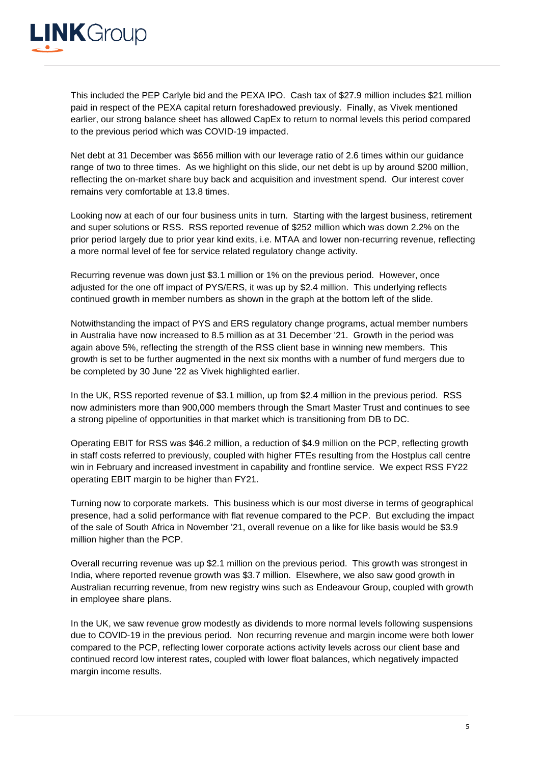This included the PEP Carlyle bid and the PEXA IPO. Cash tax of $27.9 million includes $21 million paid in respect of the PEXA capital return foreshadowed previously. Finally, as Vivek mentioned earlier, our strong balance sheet has allowed CapEx to return to normal levels this period compared to the previous period which was COVID-19 impacted.

Net debt at 31 December was $656 million with our leverage ratio of 2.6 times within our guidance range of two to three times. As we highlight on this slide, our net debt is up by around $200 million, reflecting the on-market share buy back and acquisition and investment spend. Our interest cover remains very comfortable at 13.8 times.

Looking now at each of our four business units in turn. Starting with the largest business, retirement and super solutions or RSS. RSS reported revenue of $252 million which was down 2.2% on the prior period largely due to prior year kind exits, i.e. MTAA and lower non-recurring revenue, reflecting a more normal level of fee for service related regulatory change activity.

Recurring revenue was down just $3.1 million or 1% on the previous period. However, once adjusted for the one off impact of PYS/ERS, it was up by $2.4 million. This underlying reflects continued growth in member numbers as shown in the graph at the bottom left of the slide.

Notwithstanding the impact of PYS and ERS regulatory change programs, actual member numbers in Australia have now increased to 8.5 million as at 31 December '21. Growth in the period was again above 5%, reflecting the strength of the RSS client base in winning new members. This growth is set to be further augmented in the next six months with a number of fund mergers due to be completed by 30 June '22 as Vivek highlighted earlier.

In the UK, RSS reported revenue of $3.1 million, up from $2.4 million in the previous period. RSS now administers more than 900,000 members through the Smart Master Trust and continues to see a strong pipeline of opportunities in that market which is transitioning from DB to DC.

Operating EBIT for RSS was $46.2 million, a reduction of $4.9 million on the PCP, reflecting growth in staff costs referred to previously, coupled with higher FTEs resulting from the Hostplus call centre win in February and increased investment in capability and frontline service. We expect RSS FY22 operating EBIT margin to be higher than FY21.

Turning now to corporate markets. This business which is our most diverse in terms of geographical presence, had a solid performance with flat revenue compared to the PCP. But excluding the impact of the sale of South Africa in November '21, overall revenue on a like for like basis would be $3.9 million higher than the PCP.

Overall recurring revenue was up $2.1 million on the previous period. This growth was strongest in India, where reported revenue growth was $3.7 million. Elsewhere, we also saw good growth in Australian recurring revenue, from new registry wins such as Endeavour Group, coupled with growth in employee share plans.

In the UK, we saw revenue grow modestly as dividends to more normal levels following suspensions due to COVID-19 in the previous period. Non recurring revenue and margin income were both lower compared to the PCP, reflecting lower corporate actions activity levels across our client base and continued record low interest rates, coupled with lower float balances, which negatively impacted margin income results.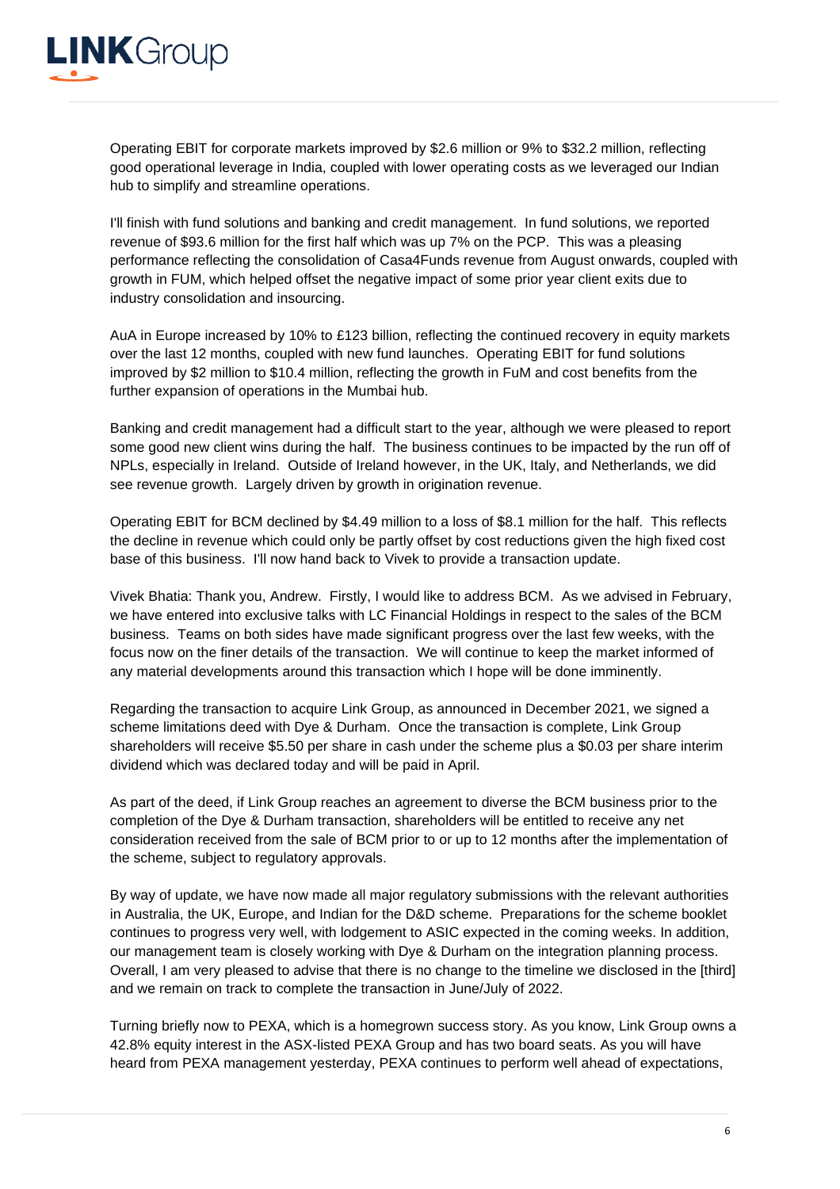Operating EBIT for corporate markets improved by $2.6 million or 9% to $32.2 million, reflecting good operational leverage in India, coupled with lower operating costs as we leveraged our Indian hub to simplify and streamline operations.

I'll finish with fund solutions and banking and credit management. In fund solutions, we reported revenue of $93.6 million for the first half which was up 7% on the PCP. This was a pleasing performance reflecting the consolidation of Casa4Funds revenue from August onwards, coupled with growth in FUM, which helped offset the negative impact of some prior year client exits due to industry consolidation and insourcing.

AuA in Europe increased by 10% to £123 billion, reflecting the continued recovery in equity markets over the last 12 months, coupled with new fund launches. Operating EBIT for fund solutions improved by $2 million to $10.4 million, reflecting the growth in FuM and cost benefits from the further expansion of operations in the Mumbai hub.

Banking and credit management had a difficult start to the year, although we were pleased to report some good new client wins during the half. The business continues to be impacted by the run off of NPLs, especially in Ireland. Outside of Ireland however, in the UK, Italy, and Netherlands, we did see revenue growth. Largely driven by growth in origination revenue.

Operating EBIT for BCM declined by $4.49 million to a loss of $8.1 million for the half. This reflects the decline in revenue which could only be partly offset by cost reductions given the high fixed cost base of this business. I'll now hand back to Vivek to provide a transaction update.

Vivek Bhatia: Thank you, Andrew. Firstly, I would like to address BCM. As we advised in February, we have entered into exclusive talks with LC Financial Holdings in respect to the sales of the BCM business. Teams on both sides have made significant progress over the last few weeks, with the focus now on the finer details of the transaction. We will continue to keep the market informed of any material developments around this transaction which I hope will be done imminently.

Regarding the transaction to acquire Link Group, as announced in December 2021, we signed a scheme limitations deed with Dye & Durham. Once the transaction is complete, Link Group shareholders will receive $5.50 per share in cash under the scheme plus a $0.03 per share interim dividend which was declared today and will be paid in April.

As part of the deed, if Link Group reaches an agreement to diverse the BCM business prior to the completion of the Dye & Durham transaction, shareholders will be entitled to receive any net consideration received from the sale of BCM prior to or up to 12 months after the implementation of the scheme, subject to regulatory approvals.

By way of update, we have now made all major regulatory submissions with the relevant authorities in Australia, the UK, Europe, and Indian for the D&D scheme. Preparations for the scheme booklet continues to progress very well, with lodgement to ASIC expected in the coming weeks. In addition, our management team is closely working with Dye & Durham on the integration planning process. Overall, I am very pleased to advise that there is no change to the timeline we disclosed in the [third] and we remain on track to complete the transaction in June/July of 2022.

Turning briefly now to PEXA, which is a homegrown success story. As you know, Link Group owns a 42.8% equity interest in the ASX-listed PEXA Group and has two board seats. As you will have heard from PEXA management yesterday, PEXA continues to perform well ahead of expectations,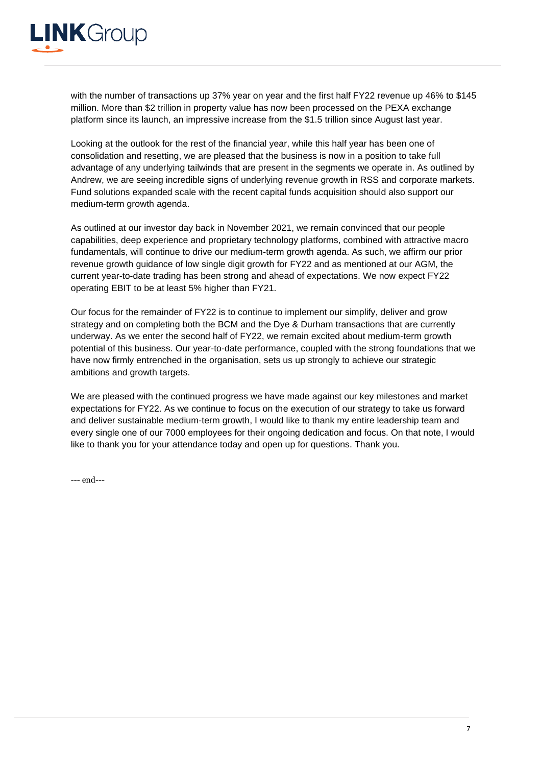with the number of transactions up 37% year on year and the first half FY22 revenue up 46% to $145 million. More than $2 trillion in property value has now been processed on the PEXA exchange platform since its launch, an impressive increase from the $1.5 trillion since August last year.

Looking at the outlook for the rest of the financial year, while this half year has been one of consolidation and resetting, we are pleased that the business is now in a position to take full advantage of any underlying tailwinds that are present in the segments we operate in. As outlined by Andrew, we are seeing incredible signs of underlying revenue growth in RSS and corporate markets. Fund solutions expanded scale with the recent capital funds acquisition should also support our medium-term growth agenda.

As outlined at our investor day back in November 2021, we remain convinced that our people capabilities, deep experience and proprietary technology platforms, combined with attractive macro fundamentals, will continue to drive our medium-term growth agenda. As such, we affirm our prior revenue growth guidance of low single digit growth for FY22 and as mentioned at our AGM, the current year-to-date trading has been strong and ahead of expectations. We now expect FY22 operating EBIT to be at least 5% higher than FY21.

Our focus for the remainder of FY22 is to continue to implement our simplify, deliver and grow strategy and on completing both the BCM and the Dye & Durham transactions that are currently underway. As we enter the second half of FY22, we remain excited about medium-term growth potential of this business. Our year-to-date performance, coupled with the strong foundations that we have now firmly entrenched in the organisation, sets us up strongly to achieve our strategic ambitions and growth targets.

We are pleased with the continued progress we have made against our key milestones and market expectations for FY22. As we continue to focus on the execution of our strategy to take us forward and deliver sustainable medium-term growth, I would like to thank my entire leadership team and every single one of our 7000 employees for their ongoing dedication and focus. On that note, I would like to thank you for your attendance today and open up for questions. Thank you.

--- end---